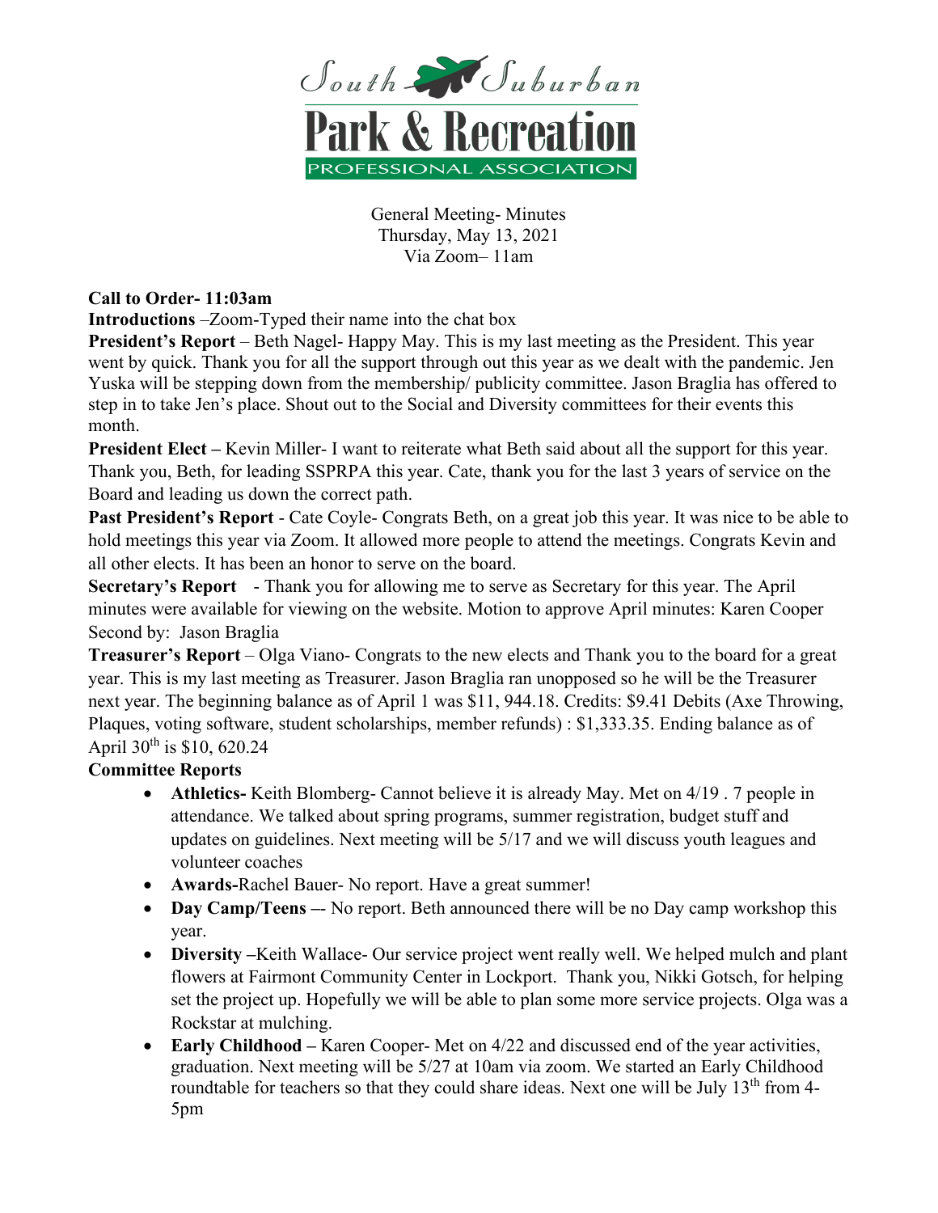South Suburban Park & Recreation PROFESSIONAL ASSOCIATION

General Meeting- Minutes
Thursday, May 13, 2021
Via Zoom– 11am

**Call to Order- 11:03am**

**Introductions** –Zoom-Typed their name into the chat box

**President's Report** – Beth Nagel- Happy May. This is my last meeting as the President. This year went by quick. Thank you for all the support through out this year as we dealt with the pandemic. Jen Yuska will be stepping down from the membership/ publicity committee. Jason Braglia has offered to step in to take Jen's place. Shout out to the Social and Diversity committees for their events this month.

**President Elect –** Kevin Miller- I want to reiterate what Beth said about all the support for this year. Thank you, Beth, for leading SSPRPA this year. Cate, thank you for the last 3 years of service on the Board and leading us down the correct path.

**Past President's Report** - Cate Coyle- Congrats Beth, on a great job this year. It was nice to be able to hold meetings this year via Zoom. It allowed more people to attend the meetings. Congrats Kevin and all other elects. It has been an honor to serve on the board.

**Secretary's Report** - Thank you for allowing me to serve as Secretary for this year. The April minutes were available for viewing on the website. Motion to approve April minutes: Karen Cooper Second by: Jason Braglia

**Treasurer's Report** – Olga Viano- Congrats to the new elects and Thank you to the board for a great year. This is my last meeting as Treasurer. Jason Braglia ran unopposed so he will be the Treasurer next year. The beginning balance as of April 1 was $11, 944.18. Credits: $9.41 Debits (Axe Throwing, Plaques, voting software, student scholarships, member refunds) : $1,333.35. Ending balance as of April 30th is $10, 620.24

**Committee Reports**

- **Athletics-** Keith Blomberg- Cannot believe it is already May. Met on 4/19 . 7 people in attendance. We talked about spring programs, summer registration, budget stuff and updates on guidelines. Next meeting will be 5/17 and we will discuss youth leagues and volunteer coaches
- **Awards-**Rachel Bauer- No report. Have a great summer!
- **Day Camp/Teens** –- No report. Beth announced there will be no Day camp workshop this year.
- **Diversity** –Keith Wallace- Our service project went really well. We helped mulch and plant flowers at Fairmont Community Center in Lockport. Thank you, Nikki Gotsch, for helping set the project up. Hopefully we will be able to plan some more service projects. Olga was a Rockstar at mulching.
- **Early Childhood –** Karen Cooper- Met on 4/22 and discussed end of the year activities, graduation. Next meeting will be 5/27 at 10am via zoom. We started an Early Childhood roundtable for teachers so that they could share ideas. Next one will be July 13th from 4-5pm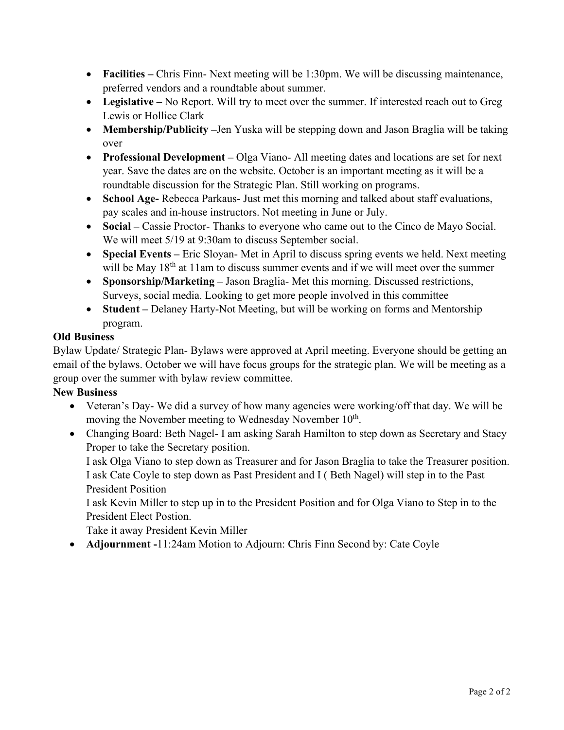- **Facilities –** Chris Finn- Next meeting will be 1:30pm. We will be discussing maintenance, preferred vendors and a roundtable about summer.
- **Legislative –** No Report. Will try to meet over the summer. If interested reach out to Greg Lewis or Hollice Clark
- **Membership/Publicity –**Jen Yuska will be stepping down and Jason Braglia will be taking over
- **Professional Development –** Olga Viano- All meeting dates and locations are set for next year. Save the dates are on the website. October is an important meeting as it will be a roundtable discussion for the Strategic Plan. Still working on programs.
- **School Age-** Rebecca Parkaus- Just met this morning and talked about staff evaluations, pay scales and in-house instructors. Not meeting in June or July.
- **Social –** Cassie Proctor- Thanks to everyone who came out to the Cinco de Mayo Social. We will meet 5/19 at 9:30am to discuss September social.
- **Special Events –** Eric Sloyan- Met in April to discuss spring events we held. Next meeting will be May 18th at 11am to discuss summer events and if we will meet over the summer
- **Sponsorship/Marketing –** Jason Braglia- Met this morning. Discussed restrictions, Surveys, social media. Looking to get more people involved in this committee
- **Student –** Delaney Harty-Not Meeting, but will be working on forms and Mentorship program.

**Old Business**

Bylaw Update/ Strategic Plan- Bylaws were approved at April meeting. Everyone should be getting an email of the bylaws. October we will have focus groups for the strategic plan. We will be meeting as a group over the summer with bylaw review committee.

**New Business**

- Veteran's Day- We did a survey of how many agencies were working/off that day. We will be moving the November meeting to Wednesday November 10th.
- Changing Board: Beth Nagel- I am asking Sarah Hamilton to step down as Secretary and Stacy Proper to take the Secretary position.

  I ask Olga Viano to step down as Treasurer and for Jason Braglia to take the Treasurer position.

  I ask Cate Coyle to step down as Past President and I ( Beth Nagel) will step in to the Past President Position

  I ask Kevin Miller to step up in to the President Position and for Olga Viano to Step in to the President Elect Postion.

  Take it away President Kevin Miller
- **Adjournment -**11:24am Motion to Adjourn: Chris Finn Second by: Cate Coyle